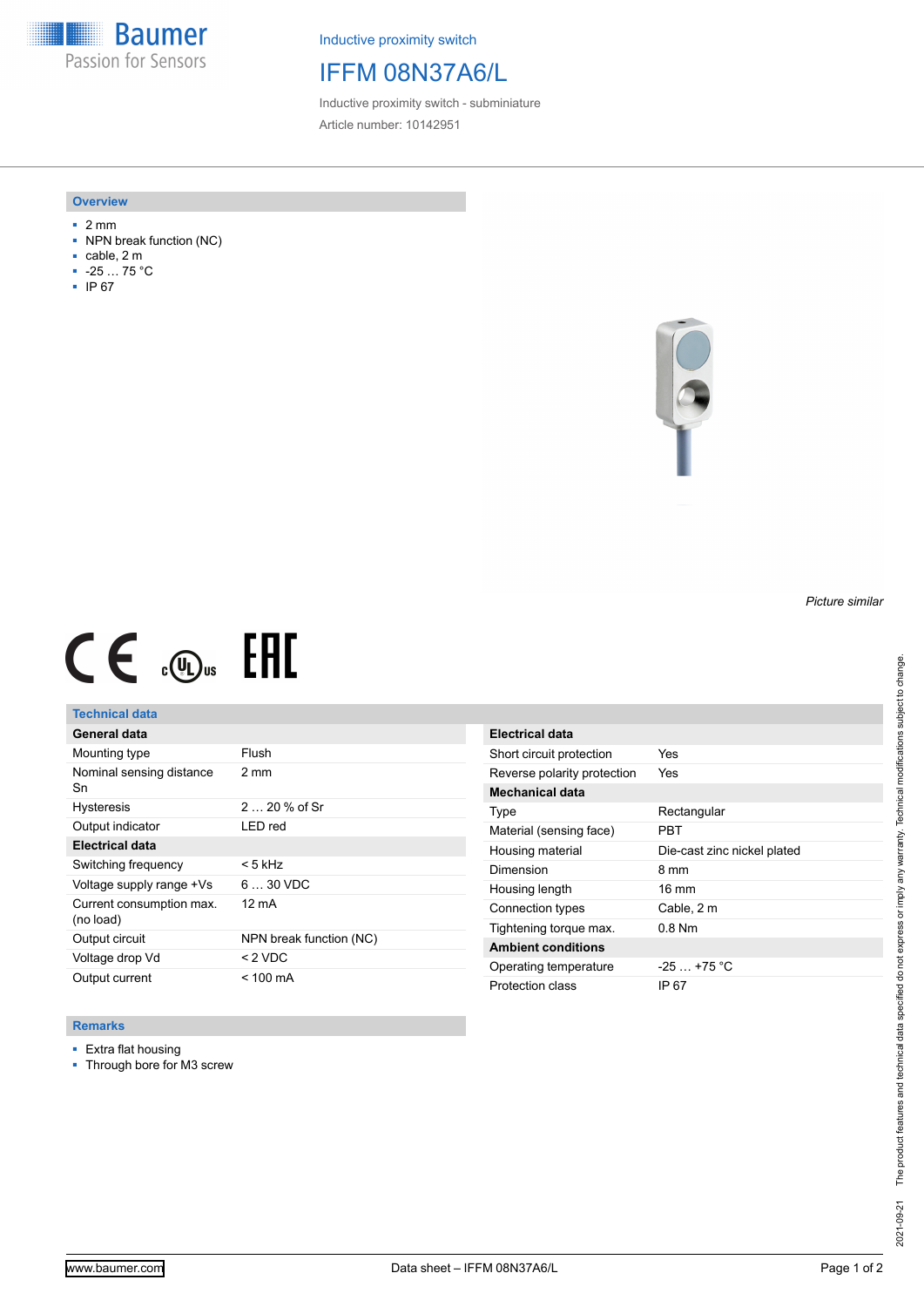Inductive proximity switch

# IFFM 08N37A6/L

Inductive proximity switch - subminiature

Article number: 10142951

## Overview

- 2 mm
- NPN break function (NC)
- cable, 2 m
- -25 … 75 °C
- IP 67

*Picture similar*

## Technical data

| General data | |
|---|---|
| Mounting type | Flush |
| Nominal sensing distance Sn | 2 mm |
| Hysteresis | 2 … 20 % of Sr |
| Output indicator | LED red |
| **Electrical data** | |
| Switching frequency | < 5 kHz |
| Voltage supply range +Vs | 6 … 30 VDC |
| Current consumption max. (no load) | 12 mA |
| Output circuit | NPN break function (NC) |
| Voltage drop Vd | < 2 VDC |
| Output current | < 100 mA |

| Electrical data | |
|---|---|
| Short circuit protection | Yes |
| Reverse polarity protection | Yes |
| **Mechanical data** | |
| Type | Rectangular |
| Material (sensing face) | PBT |
| Housing material | Die-cast zinc nickel plated |
| Dimension | 8 mm |
| Housing length | 16 mm |
| Connection types | Cable, 2 m |
| Tightening torque max. | 0.8 Nm |
| **Ambient conditions** | |
| Operating temperature | -25 … +75 °C |
| Protection class | IP 67 |

## Remarks

- Extra flat housing
- Through bore for M3 screw

2021-09-21 The product features and technical data specified do not express or imply any warranty. Technical modifications subject to change.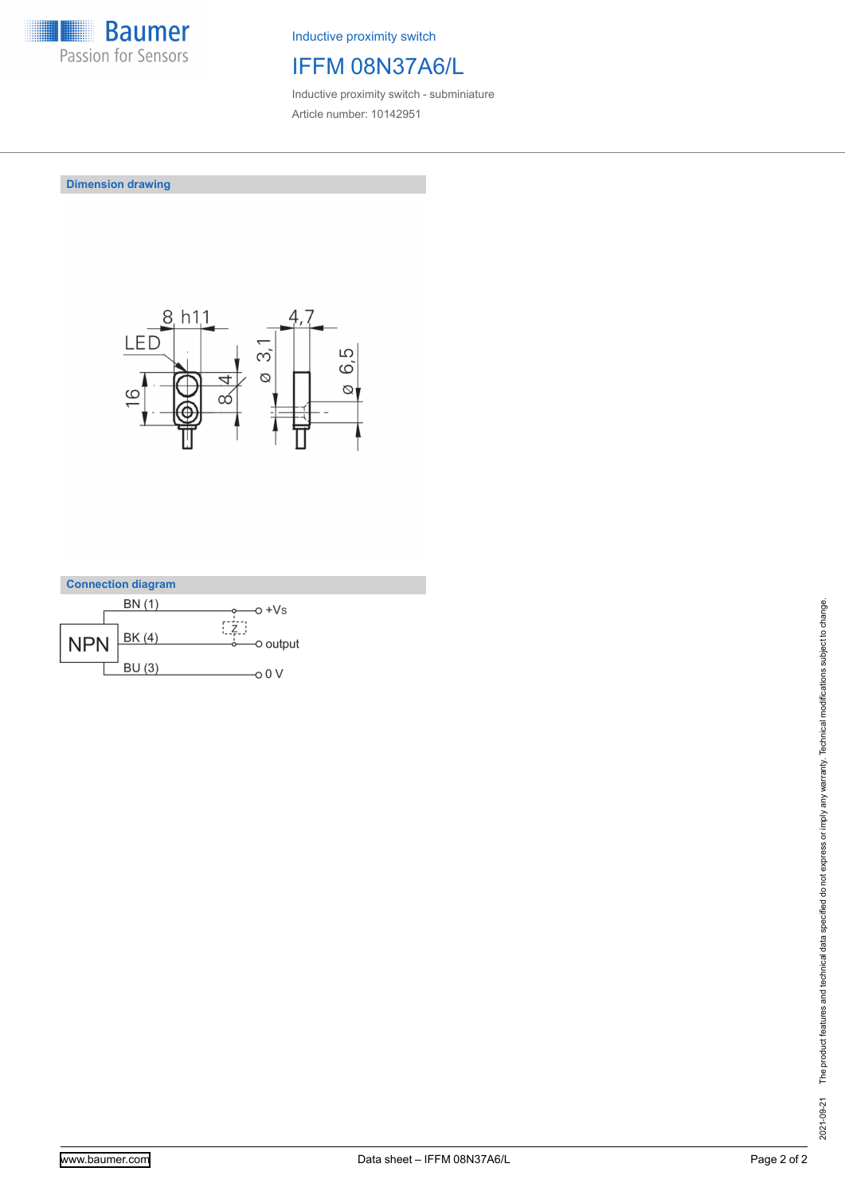Inductive proximity switch

# IFFM 08N37A6/L

Inductive proximity switch - subminiature

Article number: 10142951

## Dimension drawing

8 h11
LED
16
8,4
ø 3,1
4,7
ø 6,5

## Connection diagram

NPN
BN (1)
BK (4)
BU (3)
+Vs
output
0 V
Z

2021-09-21 The product features and technical data specified do not express or imply any warranty. Technical modifications subject to change.